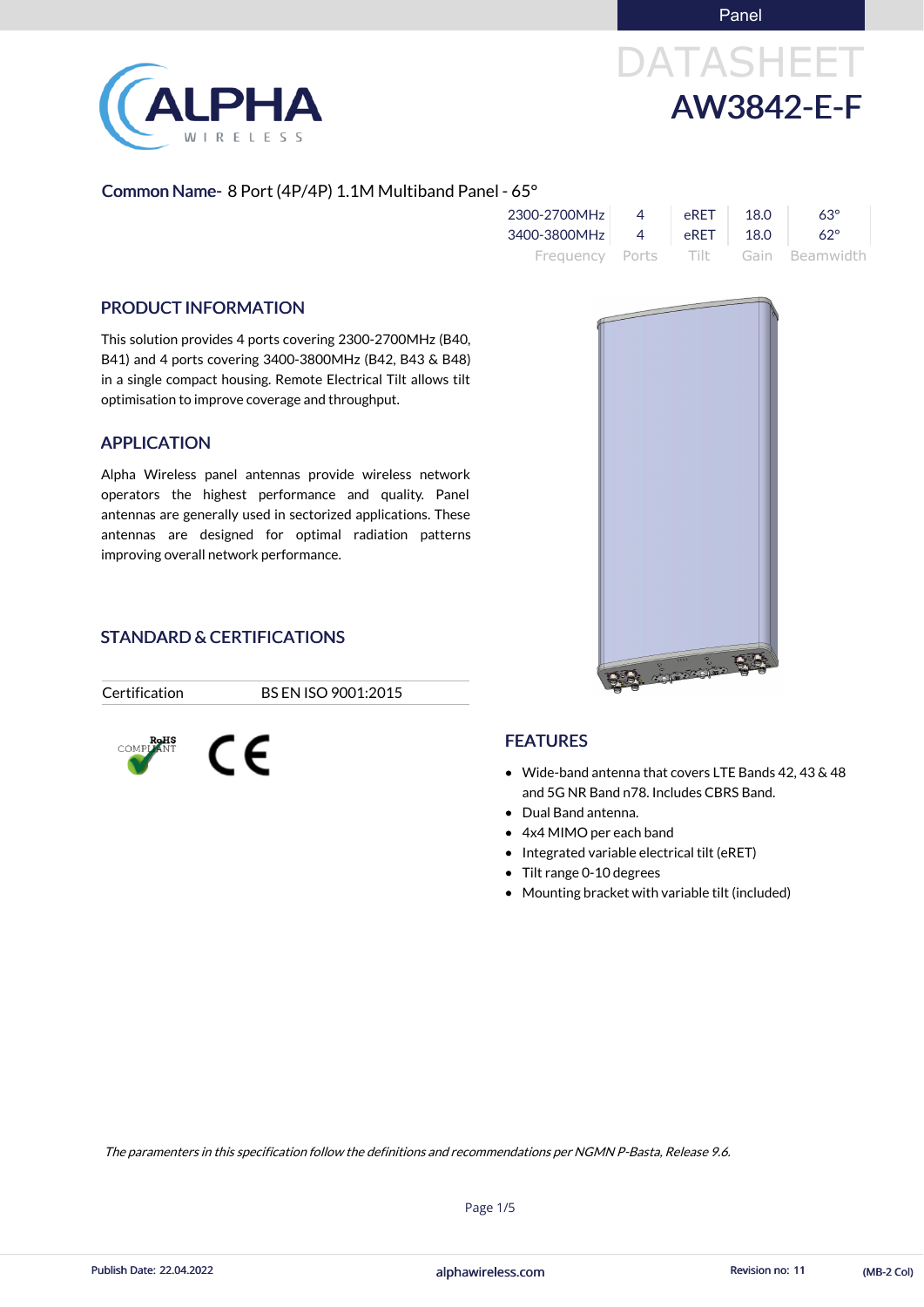Panel

# DATASHEET
# AW3842-E-F

**Common Name-** 8 Port (4P/4P) 1.1M Multiband Panel - 65°

| Frequency | Ports | Tilt | Gain | Beamwidth |
|---|---|---|---|---|
| 2300-2700MHz | 4 | eRET | 18.0 | 63° |
| 3400-3800MHz | 4 | eRET | 18.0 | 62° |

## PRODUCT INFORMATION

This solution provides 4 ports covering 2300-2700MHz (B40, B41) and 4 ports covering 3400-3800MHz (B42, B43 & B48) in a single compact housing. Remote Electrical Tilt allows tilt optimisation to improve coverage and throughput.

## APPLICATION

Alpha Wireless panel antennas provide wireless network operators the highest performance and quality. Panel antennas are generally used in sectorized applications. These antennas are designed for optimal radiation patterns improving overall network performance.

## STANDARD & CERTIFICATIONS

| Certification | BS EN ISO 9001:2015 |
|---|---|

RoHS COMPLIANT CE

## FEATURES

- Wide-band antenna that covers LTE Bands 42, 43 & 48 and 5G NR Band n78. Includes CBRS Band.
- Dual Band antenna.
- 4x4 MIMO per each band
- Integrated variable electrical tilt (eRET)
- Tilt range 0-10 degrees
- Mounting bracket with variable tilt (included)

*The paramenters in this specification follow the definitions and recommendations per NGMN P-Basta, Release 9.6.*

Publish Date: 22.04.2022 alphawireless.com Revision no: 11 (MB-2 Col)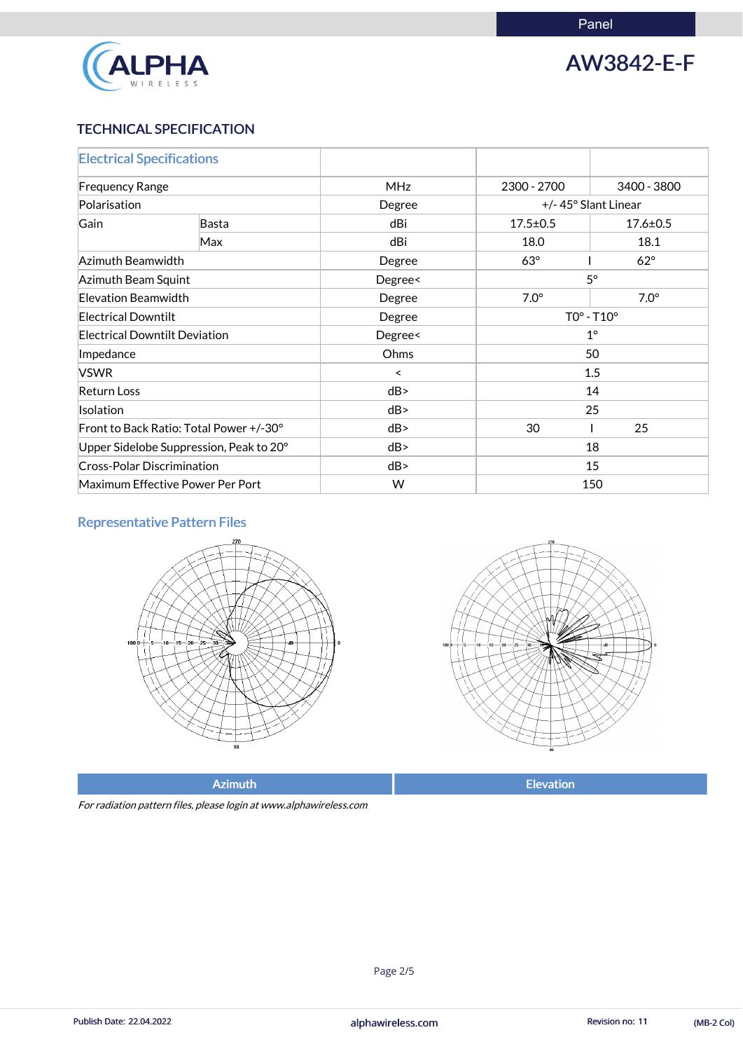Panel

# AW3842-E-F

## TECHNICAL SPECIFICATION

| Electrical Specifications | | | | |
|---|---|---|---|---|
| Frequency Range | | MHz | 2300 - 2700 | 3400 - 3800 |
| Polarisation | | Degree | +/- 45° Slant Linear | |
| Gain | Basta | dBi | 17.5±0.5 | 17.6±0.5 |
| | Max | dBi | 18.0 | 18.1 |
| Azimuth Beamwidth | | Degree | 63° | 62° |
| Azimuth Beam Squint | | Degree< | 5° | |
| Elevation Beamwidth | | Degree | 7.0° | 7.0° |
| Electrical Downtilt | | Degree | T0° - T10° | |
| Electrical Downtilt Deviation | | Degree< | 1° | |
| Impedance | | Ohms | 50 | |
| VSWR | | < | 1.5 | |
| Return Loss | | dB> | 14 | |
| Isolation | | dB> | 25 | |
| Front to Back Ratio: Total Power +/-30° | | dB> | 30 | 25 |
| Upper Sidelobe Suppression, Peak to 20° | | dB> | 18 | |
| Cross-Polar Discrimination | | dB> | 15 | |
| Maximum Effective Power Per Port | | W | 150 | |

### Representative Pattern Files

| Azimuth | Elevation |
|---|---|

*For radiation pattern files, please login at www.alphawireless.com*

Publish Date: 22.04.2022 | alphawireless.com | Revision no: 11 | (MB-2 Col)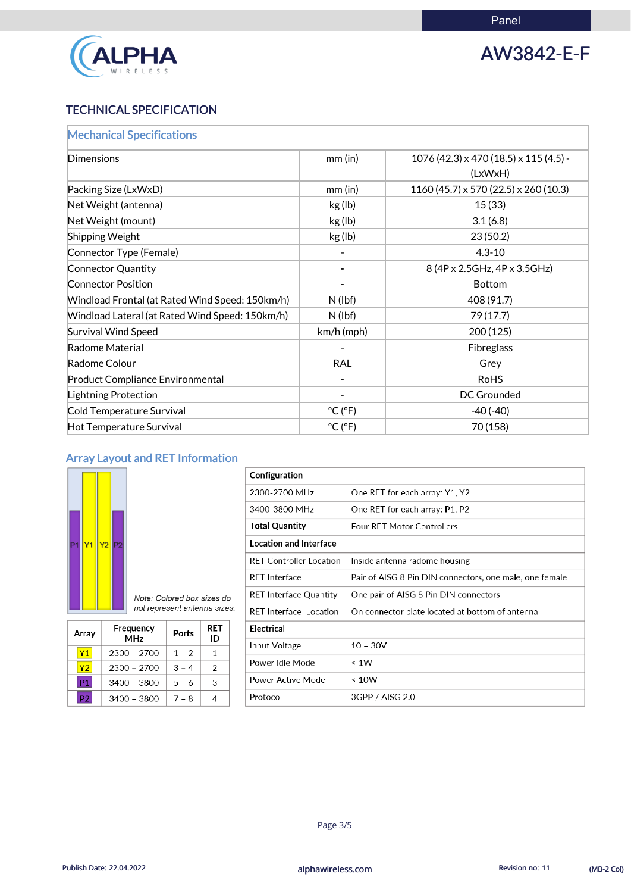Panel

**AW3842-E-F**

## TECHNICAL SPECIFICATION

### Mechanical Specifications

| | | |
|---|---|---|
| Dimensions | mm (in) | 1076 (42.3) x 470 (18.5) x 115 (4.5) - (LxWxH) |
| Packing Size (LxWxD) | mm (in) | 1160 (45.7) x 570 (22.5) x 260 (10.3) |
| Net Weight (antenna) | kg (lb) | 15 (33) |
| Net Weight (mount) | kg (lb) | 3.1 (6.8) |
| Shipping Weight | kg (lb) | 23 (50.2) |
| Connector Type (Female) | - | 4.3-10 |
| Connector Quantity | - | 8 (4P x 2.5GHz, 4P x 3.5GHz) |
| Connector Position | - | Bottom |
| Windload Frontal (at Rated Wind Speed: 150km/h) | N (lbf) | 408 (91.7) |
| Windload Lateral (at Rated Wind Speed: 150km/h) | N (lbf) | 79 (17.7) |
| Survival Wind Speed | km/h (mph) | 200 (125) |
| Radome Material | - | Fibreglass |
| Radome Colour | RAL | Grey |
| Product Compliance Environmental | - | RoHS |
| Lightning Protection | - | DC Grounded |
| Cold Temperature Survival | °C (°F) | -40 (-40) |
| Hot Temperature Survival | °C (°F) | 70 (158) |

### Array Layout and RET Information

P1 | Y1 | Y2 | P2

*Note: Colored box sizes do not represent antenna sizes.*

| Array | Frequency MHz | Ports | RET ID |
|---|---|---|---|
| Y1 | 2300 – 2700 | 1 – 2 | 1 |
| Y2 | 2300 – 2700 | 3 – 4 | 2 |
| P1 | 3400 – 3800 | 5 – 6 | 3 |
| P2 | 3400 – 3800 | 7 – 8 | 4 |

| **Configuration** | |
|---|---|
| 2300-2700 MHz | One RET for each array: Y1, Y2 |
| 3400-3800 MHz | One RET for each array: P1, P2 |
| **Total Quantity** | Four RET Motor Controllers |
| **Location and Interface** | |
| RET Controller Location | Inside antenna radome housing |
| RET Interface | Pair of AISG 8 Pin DIN connectors, one male, one female |
| RET Interface Quantity | One pair of AISG 8 Pin DIN connectors |
| RET Interface Location | On connector plate located at bottom of antenna |
| **Electrical** | |
| Input Voltage | 10 – 30V |
| Power Idle Mode | < 1W |
| Power Active Mode | < 10W |
| Protocol | 3GPP / AISG 2.0 |

Publish Date: 22.04.2022 | alphawireless.com | Revision no: 11 | (MB-2 Col)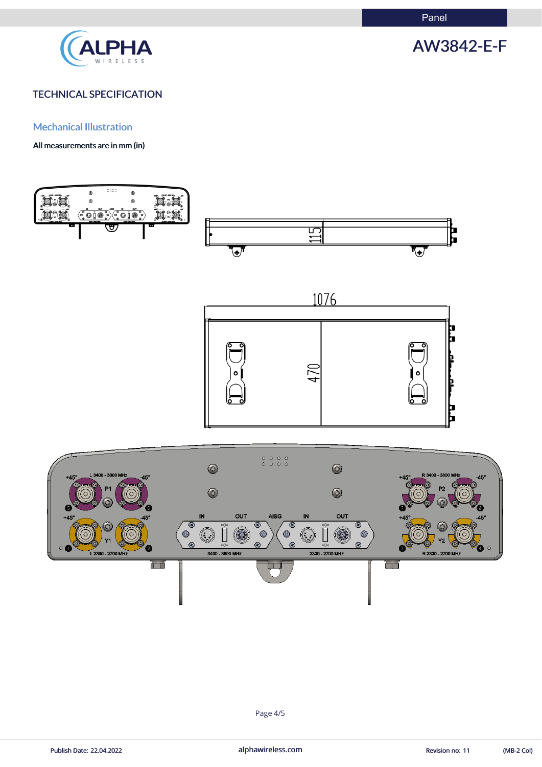# TECHNICAL SPECIFICATION

## Mechanical Illustration

**All measurements are in mm (in)**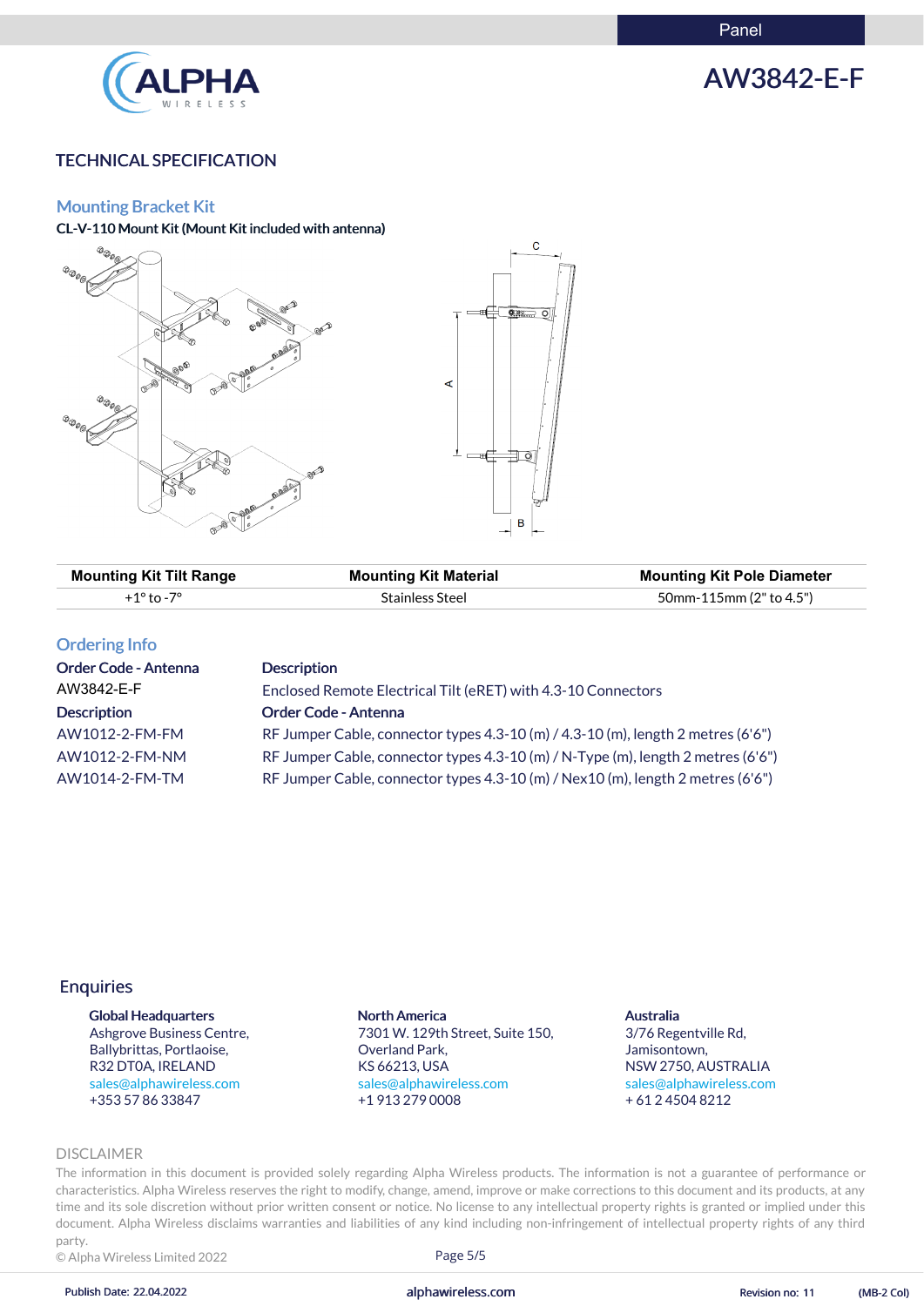Panel

# AW3842-E-F

## TECHNICAL SPECIFICATION

### Mounting Bracket Kit

**CL-V-110 Mount Kit (Mount Kit included with antenna)**

C

A

B

| Mounting Kit Tilt Range | Mounting Kit Material | Mounting Kit Pole Diameter |
|---|---|---|
| +1° to -7° | Stainless Steel | 50mm-115mm (2" to 4.5") |

### Ordering Info

| Order Code - Antenna | Description |
|---|---|
| AW3842-E-F | Enclosed Remote Electrical Tilt (eRET) with 4.3-10 Connectors |
| **Description** | **Order Code - Antenna** |
| AW1012-2-FM-FM | RF Jumper Cable, connector types 4.3-10 (m) / 4.3-10 (m), length 2 metres (6'6") |
| AW1012-2-FM-NM | RF Jumper Cable, connector types 4.3-10 (m) / N-Type (m), length 2 metres (6'6") |
| AW1014-2-FM-TM | RF Jumper Cable, connector types 4.3-10 (m) / Nex10 (m), length 2 metres (6'6") |

## Enquiries

**Global Headquarters**
Ashgrove Business Centre,
Ballybrittas, Portlaoise,
R32 DT0A, IRELAND
sales@alphawireless.com
+353 57 86 33847

**North America**
7301 W. 129th Street, Suite 150,
Overland Park,
KS 66213, USA
sales@alphawireless.com
+1 913 279 0008

**Australia**
3/76 Regentville Rd,
Jamisontown,
NSW 2750, AUSTRALIA
sales@alphawireless.com
+ 61 2 4504 8212

DISCLAIMER

The information in this document is provided solely regarding Alpha Wireless products. The information is not a guarantee of performance or characteristics. Alpha Wireless reserves the right to modify, change, amend, improve or make corrections to this document and its products, at any time and its sole discretion without prior written consent or notice. No license to any intellectual property rights is granted or implied under this document. Alpha Wireless disclaims warranties and liabilities of any kind including non-infringement of intellectual property rights of any third party.

© Alpha Wireless Limited 2022

Publish Date: 22.04.2022 alphawireless.com Revision no: 11 (MB-2 Col)